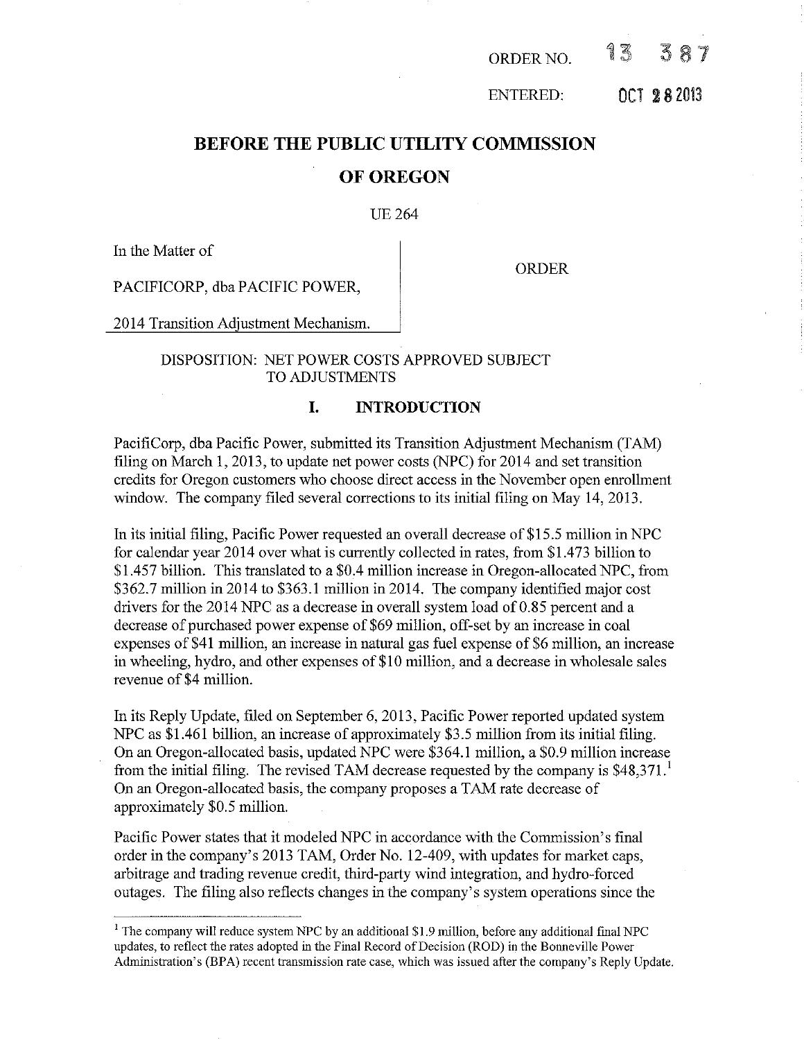ORDER NO. 13 387

ENTERED: OCT 28 2013

# BEFORE THE PUBLIC UTILITY COMMISSION

# OF OREGON

UE 264

In the Matter of

PACIFICORP, dba PACIFIC POWER,

2014 Transition Adjustment Mechanism.

ORDER

DISPOSITION: NET POWER COSTS APPROVED SUBJECT TO ADJUSTMENTS

## I. INTRODUCTION

PacifiCorp, dba Pacific Power, submitted its Transition Adjustment Mechanism (TAM) filing on March 1, 2013, to update net power costs (NPC) for 2014 and set transition credits for Oregon customers who choose direct access in the November open enrollment window. The company filed several corrections to its initial filing on May 14, 2013.

In its initial filing, Pacific Power requested an overall decrease of $15.5 million in NPC for calendar year 2014 over what is currently collected in rates, from $1.473 billion to $1.457 billion. This translated to a $0.4 million increase in Oregon-allocated NPC, from $362.7 million in 2014 to $363.1 million in 2014. The company identified major cost drivers for the 2014 NPC as a decrease in overall system load of 0.85 percent and a decrease of purchased power expense of $69 million, off-set by an increase in coal expenses of $41 million, an increase in natural gas fuel expense of $6 million, an increase in wheeling, hydro, and other expenses of $10 million, and a decrease in wholesale sales revenue of $4 million.

In its Reply Update, filed on September 6, 2013, Pacific Power reported updated system NPC as $1.461 billion, an increase of approximately $3.5 million from its initial filing. On an Oregon-allocated basis, updated NPC were $364.1 million, a $0.9 million increase from the initial filing. The revised TAM decrease requested by the company is $48,371.[1] On an Oregon-allocated basis, the company proposes a TAM rate decrease of approximately $0.5 million.

Pacific Power states that it modeled NPC in accordance with the Commission's final order in the company's 2013 TAM, Order No. 12-409, with updates for market caps, arbitrage and trading revenue credit, third-party wind integration, and hydro-forced outages. The filing also reflects changes in the company's system operations since the

[1] The company will reduce system NPC by an additional $1.9 million, before any additional final NPC updates, to reflect the rates adopted in the Final Record of Decision (ROD) in the Bonneville Power Administration's (BPA) recent transmission rate case, which was issued after the company's Reply Update.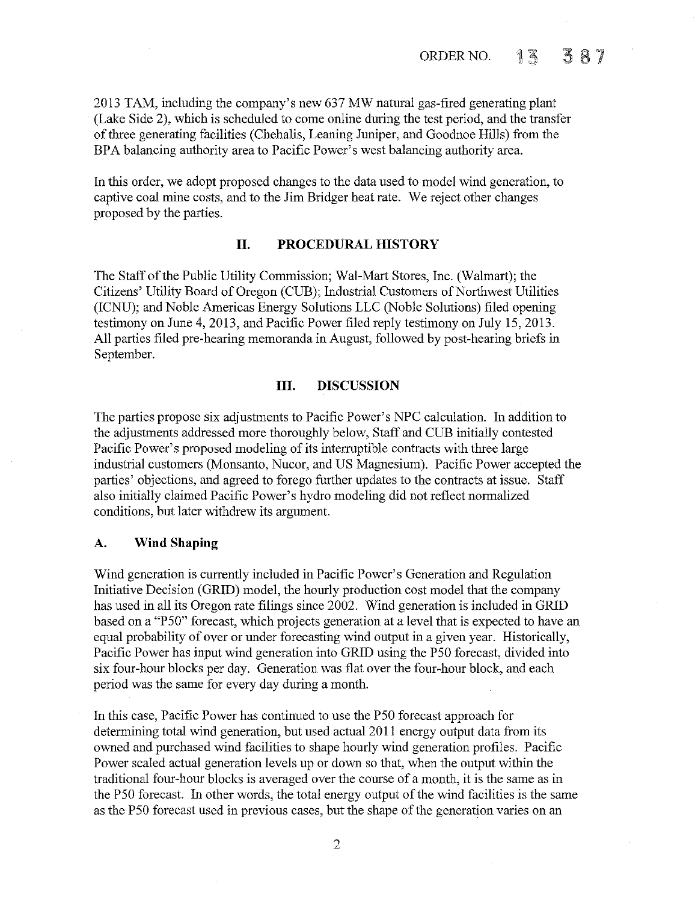2013 TAM, including the company's new 637 MW natural gas-fired generating plant (Lake Side 2), which is scheduled to come online during the test period, and the transfer of three generating facilities (Chehalis, Leaning Juniper, and Goodnoe Hills) from the BPA balancing authority area to Pacific Power's west balancing authority area.

In this order, we adopt proposed changes to the data used to model wind generation, to captive coal mine costs, and to the Jim Bridger heat rate. We reject other changes proposed by the parties.

## II. PROCEDURAL HISTORY

The Staff of the Public Utility Commission; Wal-Mart Stores, Inc. (Walmart); the Citizens' Utility Board of Oregon (CUB); Industrial Customers of Northwest Utilities (ICNU); and Noble Americas Energy Solutions LLC (Noble Solutions) filed opening testimony on June 4, 2013, and Pacific Power filed reply testimony on July 15, 2013. All parties filed pre-hearing memoranda in August, followed by post-hearing briefs in September.

## III. DISCUSSION

The parties propose six adjustments to Pacific Power's NPC calculation. In addition to the adjustments addressed more thoroughly below, Staff and CUB initially contested Pacific Power's proposed modeling of its interruptible contracts with three large industrial customers (Monsanto, Nucor, and US Magnesium). Pacific Power accepted the parties' objections, and agreed to forego further updates to the contracts at issue. Staff also initially claimed Pacific Power's hydro modeling did not reflect normalized conditions, but later withdrew its argument.

### A. Wind Shaping

Wind generation is currently included in Pacific Power's Generation and Regulation Initiative Decision (GRID) model, the hourly production cost model that the company has used in all its Oregon rate filings since 2002. Wind generation is included in GRID based on a "P50" forecast, which projects generation at a level that is expected to have an equal probability of over or under forecasting wind output in a given year. Historically, Pacific Power has input wind generation into GRID using the P50 forecast, divided into six four-hour blocks per day. Generation was flat over the four-hour block, and each period was the same for every day during a month.

In this case, Pacific Power has continued to use the P50 forecast approach for determining total wind generation, but used actual 2011 energy output data from its owned and purchased wind facilities to shape hourly wind generation profiles. Pacific Power scaled actual generation levels up or down so that, when the output within the traditional four-hour blocks is averaged over the course of a month, it is the same as in the P50 forecast. In other words, the total energy output of the wind facilities is the same as the P50 forecast used in previous cases, but the shape of the generation varies on an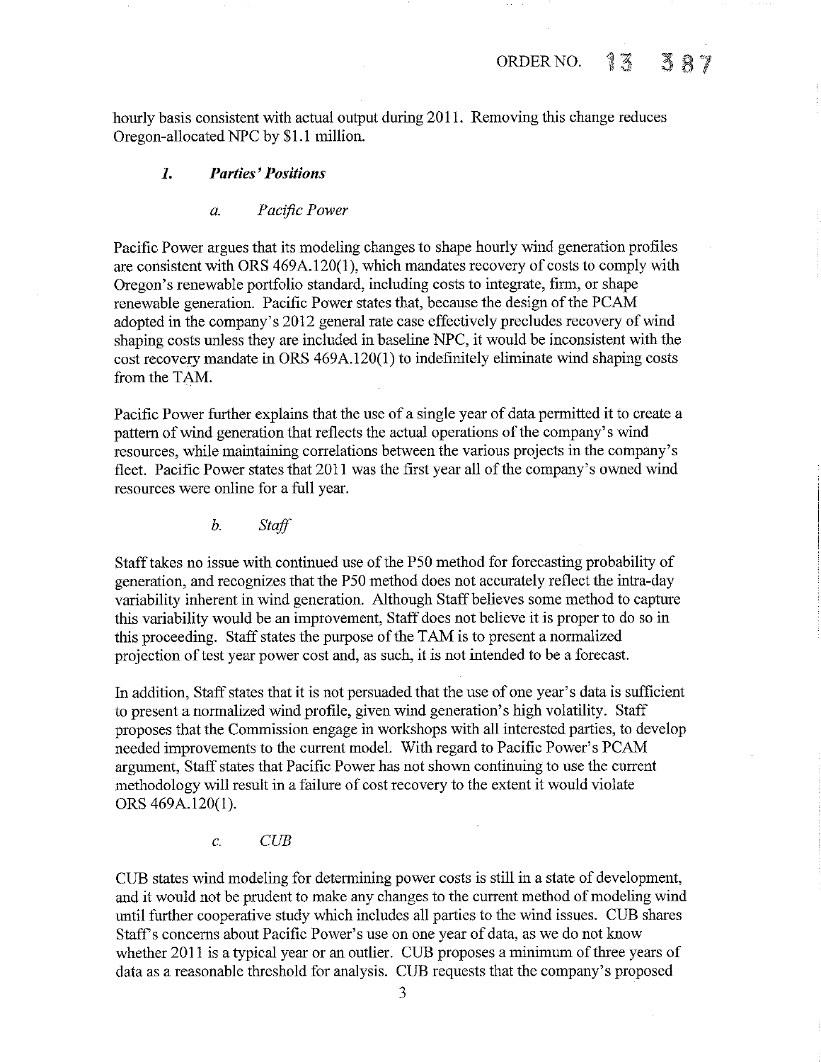hourly basis consistent with actual output during 2011. Removing this change reduces Oregon-allocated NPC by $1.1 million.

### *1. Parties' Positions*

#### *a. Pacific Power*

Pacific Power argues that its modeling changes to shape hourly wind generation profiles are consistent with ORS 469A.120(1), which mandates recovery of costs to comply with Oregon's renewable portfolio standard, including costs to integrate, firm, or shape renewable generation. Pacific Power states that, because the design of the PCAM adopted in the company's 2012 general rate case effectively precludes recovery of wind shaping costs unless they are included in baseline NPC, it would be inconsistent with the cost recovery mandate in ORS 469A.120(1) to indefinitely eliminate wind shaping costs from the TAM.

Pacific Power further explains that the use of a single year of data permitted it to create a pattern of wind generation that reflects the actual operations of the company's wind resources, while maintaining correlations between the various projects in the company's fleet. Pacific Power states that 2011 was the first year all of the company's owned wind resources were online for a full year.

#### *b. Staff*

Staff takes no issue with continued use of the P50 method for forecasting probability of generation, and recognizes that the P50 method does not accurately reflect the intra-day variability inherent in wind generation. Although Staff believes some method to capture this variability would be an improvement, Staff does not believe it is proper to do so in this proceeding. Staff states the purpose of the TAM is to present a normalized projection of test year power cost and, as such, it is not intended to be a forecast.

In addition, Staff states that it is not persuaded that the use of one year's data is sufficient to present a normalized wind profile, given wind generation's high volatility. Staff proposes that the Commission engage in workshops with all interested parties, to develop needed improvements to the current model. With regard to Pacific Power's PCAM argument, Staff states that Pacific Power has not shown continuing to use the current methodology will result in a failure of cost recovery to the extent it would violate ORS 469A.120(1).

#### *c. CUB*

CUB states wind modeling for determining power costs is still in a state of development, and it would not be prudent to make any changes to the current method of modeling wind until further cooperative study which includes all parties to the wind issues. CUB shares Staff's concerns about Pacific Power's use on one year of data, as we do not know whether 2011 is a typical year or an outlier. CUB proposes a minimum of three years of data as a reasonable threshold for analysis. CUB requests that the company's proposed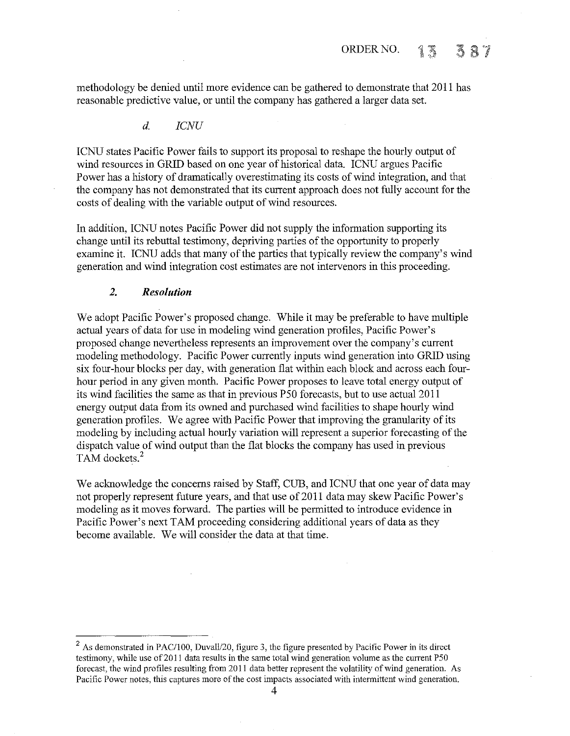methodology be denied until more evidence can be gathered to demonstrate that 2011 has reasonable predictive value, or until the company has gathered a larger data set.

#### *d. ICNU*

ICNU states Pacific Power fails to support its proposal to reshape the hourly output of wind resources in GRID based on one year of historical data. ICNU argues Pacific Power has a history of dramatically overestimating its costs of wind integration, and that the company has not demonstrated that its current approach does not fully account for the costs of dealing with the variable output of wind resources.

In addition, ICNU notes Pacific Power did not supply the information supporting its change until its rebuttal testimony, depriving parties of the opportunity to properly examine it. ICNU adds that many of the parties that typically review the company's wind generation and wind integration cost estimates are not intervenors in this proceeding.

### *2. Resolution*

We adopt Pacific Power's proposed change. While it may be preferable to have multiple actual years of data for use in modeling wind generation profiles, Pacific Power's proposed change nevertheless represents an improvement over the company's current modeling methodology. Pacific Power currently inputs wind generation into GRID using six four-hour blocks per day, with generation flat within each block and across each four-hour period in any given month. Pacific Power proposes to leave total energy output of its wind facilities the same as that in previous P50 forecasts, but to use actual 2011 energy output data from its owned and purchased wind facilities to shape hourly wind generation profiles. We agree with Pacific Power that improving the granularity of its modeling by including actual hourly variation will represent a superior forecasting of the dispatch value of wind output than the flat blocks the company has used in previous TAM dockets.[2]

We acknowledge the concerns raised by Staff, CUB, and ICNU that one year of data may not properly represent future years, and that use of 2011 data may skew Pacific Power's modeling as it moves forward. The parties will be permitted to introduce evidence in Pacific Power's next TAM proceeding considering additional years of data as they become available. We will consider the data at that time.

---

[2] As demonstrated in PAC/100, Duvall/20, figure 3, the figure presented by Pacific Power in its direct testimony, while use of 2011 data results in the same total wind generation volume as the current P50 forecast, the wind profiles resulting from 2011 data better represent the volatility of wind generation. As Pacific Power notes, this captures more of the cost impacts associated with intermittent wind generation.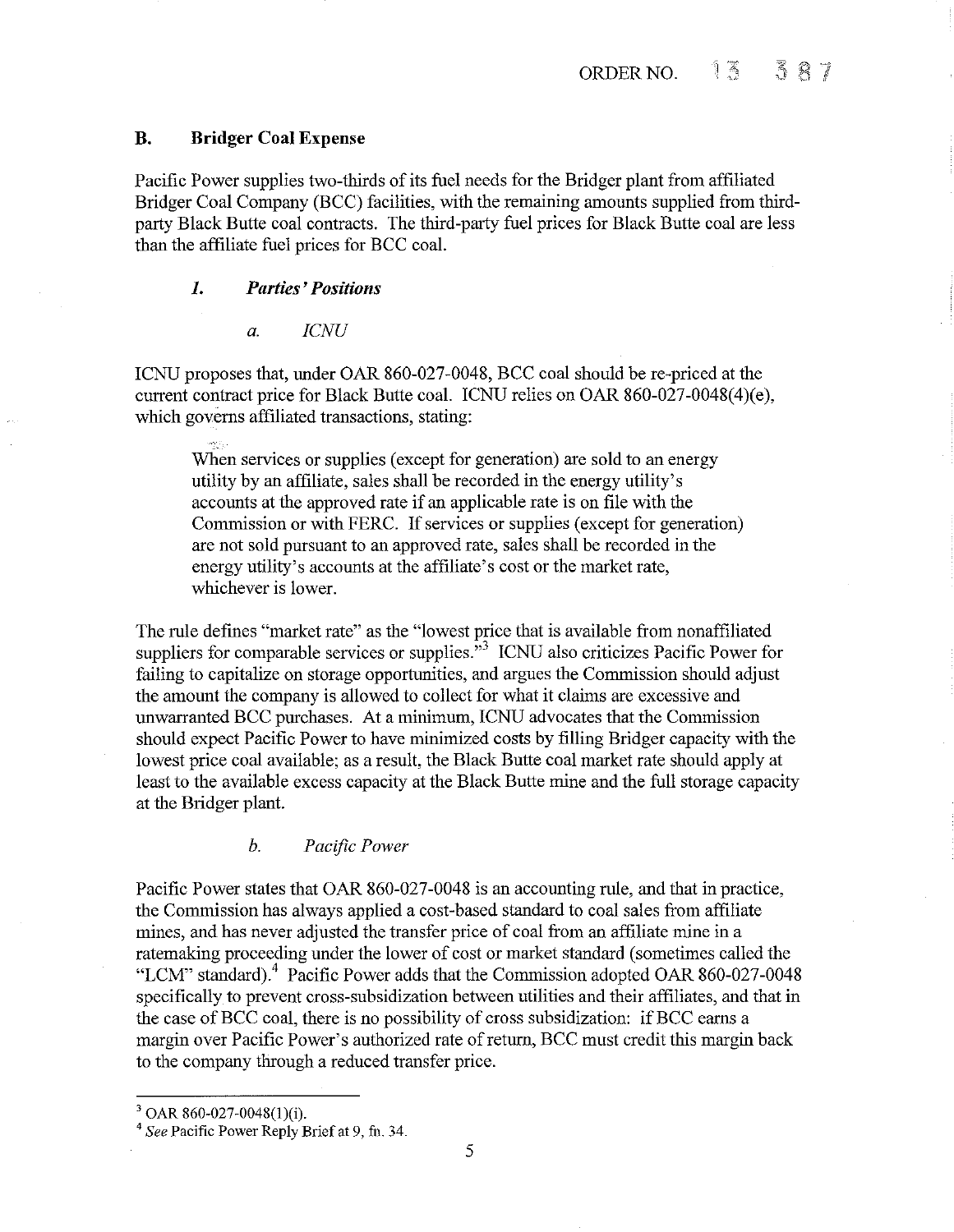### B. Bridger Coal Expense

Pacific Power supplies two-thirds of its fuel needs for the Bridger plant from affiliated Bridger Coal Company (BCC) facilities, with the remaining amounts supplied from third-party Black Butte coal contracts. The third-party fuel prices for Black Butte coal are less than the affiliate fuel prices for BCC coal.

#### *1. Parties' Positions*

##### *a. ICNU*

ICNU proposes that, under OAR 860-027-0048, BCC coal should be re-priced at the current contract price for Black Butte coal. ICNU relies on OAR 860-027-0048(4)(e), which governs affiliated transactions, stating:

> When services or supplies (except for generation) are sold to an energy utility by an affiliate, sales shall be recorded in the energy utility's accounts at the approved rate if an applicable rate is on file with the Commission or with FERC. If services or supplies (except for generation) are not sold pursuant to an approved rate, sales shall be recorded in the energy utility's accounts at the affiliate's cost or the market rate, whichever is lower.

The rule defines "market rate" as the "lowest price that is available from nonaffiliated suppliers for comparable services or supplies."[3] ICNU also criticizes Pacific Power for failing to capitalize on storage opportunities, and argues the Commission should adjust the amount the company is allowed to collect for what it claims are excessive and unwarranted BCC purchases. At a minimum, ICNU advocates that the Commission should expect Pacific Power to have minimized costs by filling Bridger capacity with the lowest price coal available; as a result, the Black Butte coal market rate should apply at least to the available excess capacity at the Black Butte mine and the full storage capacity at the Bridger plant.

##### *b. Pacific Power*

Pacific Power states that OAR 860-027-0048 is an accounting rule, and that in practice, the Commission has always applied a cost-based standard to coal sales from affiliate mines, and has never adjusted the transfer price of coal from an affiliate mine in a ratemaking proceeding under the lower of cost or market standard (sometimes called the "LCM" standard).[4] Pacific Power adds that the Commission adopted OAR 860-027-0048 specifically to prevent cross-subsidization between utilities and their affiliates, and that in the case of BCC coal, there is no possibility of cross subsidization: if BCC earns a margin over Pacific Power's authorized rate of return, BCC must credit this margin back to the company through a reduced transfer price.

---

[3] OAR 860-027-0048(1)(i).

[4] *See* Pacific Power Reply Brief at 9, fn. 34.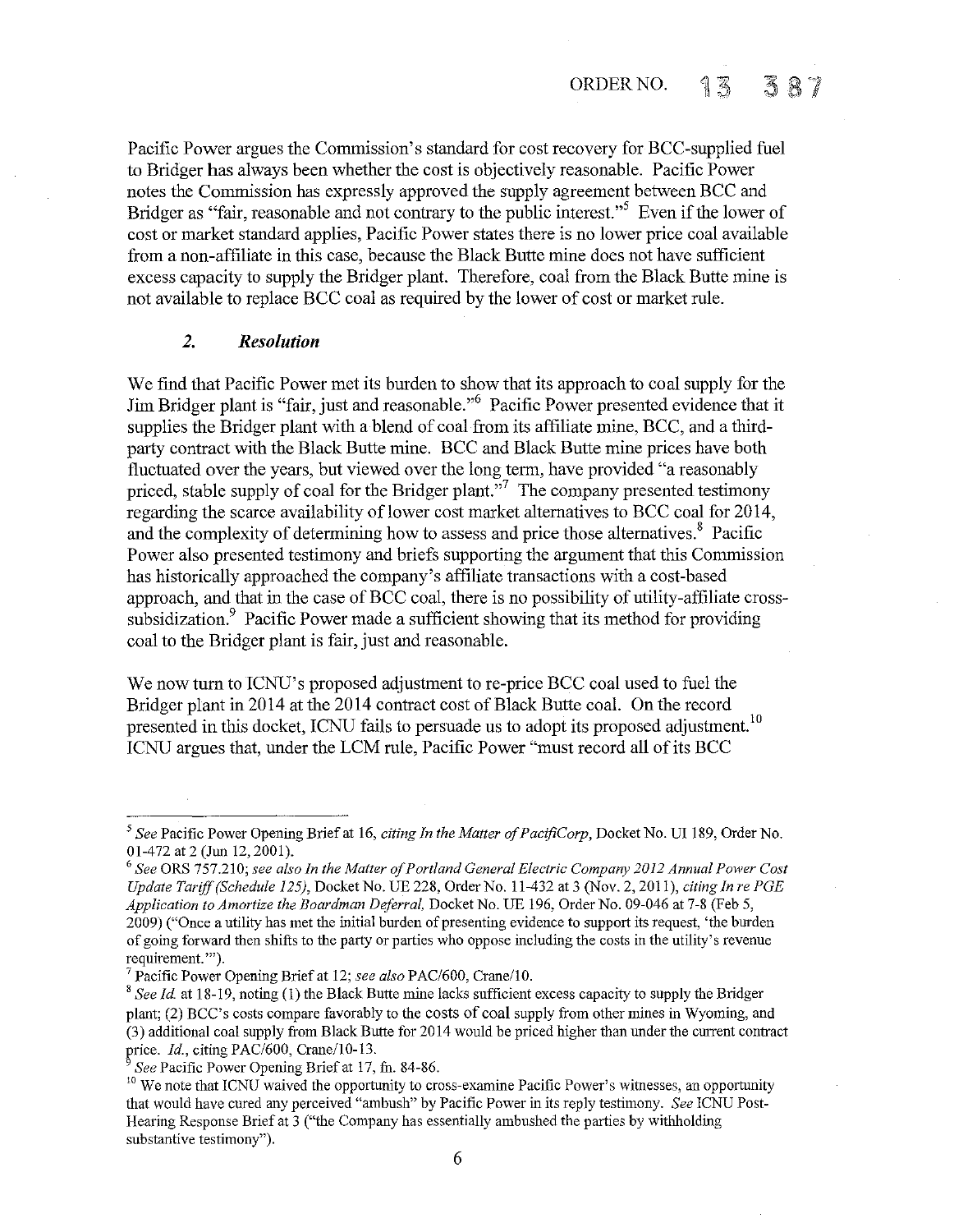Pacific Power argues the Commission's standard for cost recovery for BCC-supplied fuel to Bridger has always been whether the cost is objectively reasonable. Pacific Power notes the Commission has expressly approved the supply agreement between BCC and Bridger as "fair, reasonable and not contrary to the public interest."[5] Even if the lower of cost or market standard applies, Pacific Power states there is no lower price coal available from a non-affiliate in this case, because the Black Butte mine does not have sufficient excess capacity to supply the Bridger plant. Therefore, coal from the Black Butte mine is not available to replace BCC coal as required by the lower of cost or market rule.

### *2. Resolution*

We find that Pacific Power met its burden to show that its approach to coal supply for the Jim Bridger plant is "fair, just and reasonable."[6] Pacific Power presented evidence that it supplies the Bridger plant with a blend of coal from its affiliate mine, BCC, and a third-party contract with the Black Butte mine. BCC and Black Butte mine prices have both fluctuated over the years, but viewed over the long term, have provided "a reasonably priced, stable supply of coal for the Bridger plant."[7] The company presented testimony regarding the scarce availability of lower cost market alternatives to BCC coal for 2014, and the complexity of determining how to assess and price those alternatives.[8] Pacific Power also presented testimony and briefs supporting the argument that this Commission has historically approached the company's affiliate transactions with a cost-based approach, and that in the case of BCC coal, there is no possibility of utility-affiliate cross-subsidization.[9] Pacific Power made a sufficient showing that its method for providing coal to the Bridger plant is fair, just and reasonable.

We now turn to ICNU's proposed adjustment to re-price BCC coal used to fuel the Bridger plant in 2014 at the 2014 contract cost of Black Butte coal. On the record presented in this docket, ICNU fails to persuade us to adopt its proposed adjustment.[10] ICNU argues that, under the LCM rule, Pacific Power "must record all of its BCC

---

[5] *See* Pacific Power Opening Brief at 16, *citing In the Matter of PacifiCorp*, Docket No. UI 189, Order No. 01-472 at 2 (Jun 12, 2001).

[6] *See* ORS 757.210; *see also In the Matter of Portland General Electric Company 2012 Annual Power Cost Update Tariff (Schedule 125)*, Docket No. UE 228, Order No. 11-432 at 3 (Nov. 2, 2011), *citing In re PGE Application to Amortize the Boardman Deferral*, Docket No. UE 196, Order No. 09-046 at 7-8 (Feb 5, 2009) ("Once a utility has met the initial burden of presenting evidence to support its request, 'the burden of going forward then shifts to the party or parties who oppose including the costs in the utility's revenue requirement.'").

[7] Pacific Power Opening Brief at 12; *see also* PAC/600, Crane/10.

[8] *See Id.* at 18-19, noting (1) the Black Butte mine lacks sufficient excess capacity to supply the Bridger plant; (2) BCC's costs compare favorably to the costs of coal supply from other mines in Wyoming, and (3) additional coal supply from Black Butte for 2014 would be priced higher than under the current contract price. *Id.*, citing PAC/600, Crane/10-13.

[9] *See* Pacific Power Opening Brief at 17, fn. 84-86.

[10] We note that ICNU waived the opportunity to cross-examine Pacific Power's witnesses, an opportunity that would have cured any perceived "ambush" by Pacific Power in its reply testimony. *See* ICNU Post-Hearing Response Brief at 3 ("the Company has essentially ambushed the parties by withholding substantive testimony").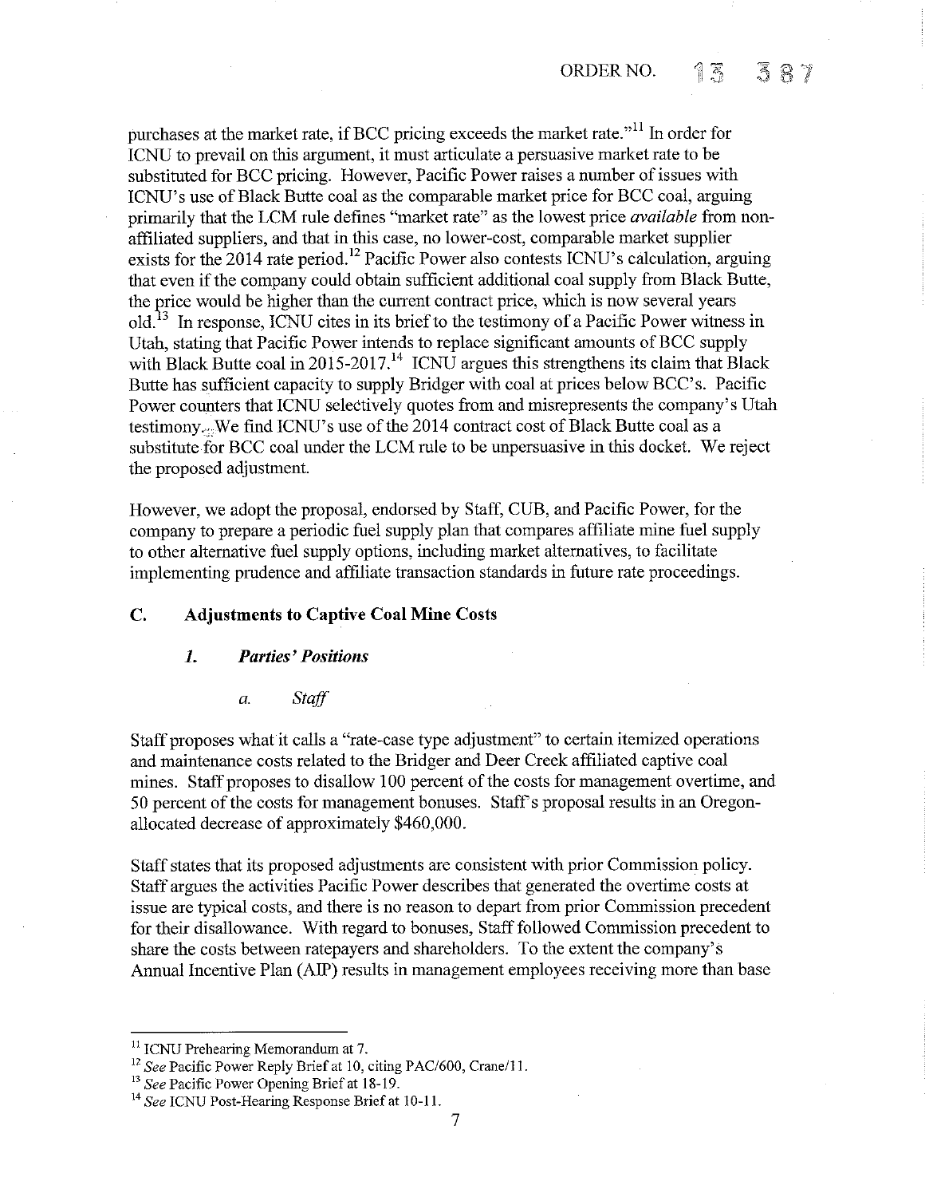purchases at the market rate, if BCC pricing exceeds the market rate."[11] In order for ICNU to prevail on this argument, it must articulate a persuasive market rate to be substituted for BCC pricing. However, Pacific Power raises a number of issues with ICNU's use of Black Butte coal as the comparable market price for BCC coal, arguing primarily that the LCM rule defines "market rate" as the lowest price *available* from non-affiliated suppliers, and that in this case, no lower-cost, comparable market supplier exists for the 2014 rate period.[12] Pacific Power also contests ICNU's calculation, arguing that even if the company could obtain sufficient additional coal supply from Black Butte, the price would be higher than the current contract price, which is now several years old.[13] In response, ICNU cites in its brief to the testimony of a Pacific Power witness in Utah, stating that Pacific Power intends to replace significant amounts of BCC supply with Black Butte coal in 2015-2017.[14] ICNU argues this strengthens its claim that Black Butte has sufficient capacity to supply Bridger with coal at prices below BCC's. Pacific Power counters that ICNU selectively quotes from and misrepresents the company's Utah testimony. We find ICNU's use of the 2014 contract cost of Black Butte coal as a substitute for BCC coal under the LCM rule to be unpersuasive in this docket. We reject the proposed adjustment.

However, we adopt the proposal, endorsed by Staff, CUB, and Pacific Power, for the company to prepare a periodic fuel supply plan that compares affiliate mine fuel supply to other alternative fuel supply options, including market alternatives, to facilitate implementing prudence and affiliate transaction standards in future rate proceedings.

## C. Adjustments to Captive Coal Mine Costs

### *1. Parties' Positions*

#### *a. Staff*

Staff proposes what it calls a "rate-case type adjustment" to certain itemized operations and maintenance costs related to the Bridger and Deer Creek affiliated captive coal mines. Staff proposes to disallow 100 percent of the costs for management overtime, and 50 percent of the costs for management bonuses. Staff's proposal results in an Oregon-allocated decrease of approximately $460,000.

Staff states that its proposed adjustments are consistent with prior Commission policy. Staff argues the activities Pacific Power describes that generated the overtime costs at issue are typical costs, and there is no reason to depart from prior Commission precedent for their disallowance. With regard to bonuses, Staff followed Commission precedent to share the costs between ratepayers and shareholders. To the extent the company's Annual Incentive Plan (AIP) results in management employees receiving more than base

---

[11] ICNU Prehearing Memorandum at 7.

[12] *See* Pacific Power Reply Brief at 10, citing PAC/600, Crane/11.

[13] *See* Pacific Power Opening Brief at 18-19.

[14] *See* ICNU Post-Hearing Response Brief at 10-11.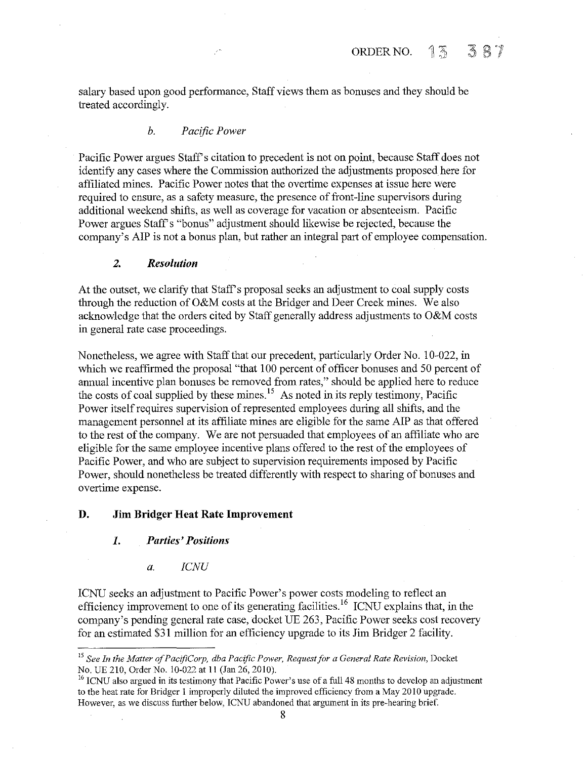salary based upon good performance, Staff views them as bonuses and they should be treated accordingly.

#### *b. Pacific Power*

Pacific Power argues Staff's citation to precedent is not on point, because Staff does not identify any cases where the Commission authorized the adjustments proposed here for affiliated mines. Pacific Power notes that the overtime expenses at issue here were required to ensure, as a safety measure, the presence of front-line supervisors during additional weekend shifts, as well as coverage for vacation or absenteeism. Pacific Power argues Staff's "bonus" adjustment should likewise be rejected, because the company's AIP is not a bonus plan, but rather an integral part of employee compensation.

### *2. Resolution*

At the outset, we clarify that Staff's proposal seeks an adjustment to coal supply costs through the reduction of O&M costs at the Bridger and Deer Creek mines. We also acknowledge that the orders cited by Staff generally address adjustments to O&M costs in general rate case proceedings.

Nonetheless, we agree with Staff that our precedent, particularly Order No. 10-022, in which we reaffirmed the proposal "that 100 percent of officer bonuses and 50 percent of annual incentive plan bonuses be removed from rates," should be applied here to reduce the costs of coal supplied by these mines.[15] As noted in its reply testimony, Pacific Power itself requires supervision of represented employees during all shifts, and the management personnel at its affiliate mines are eligible for the same AIP as that offered to the rest of the company. We are not persuaded that employees of an affiliate who are eligible for the same employee incentive plans offered to the rest of the employees of Pacific Power, and who are subject to supervision requirements imposed by Pacific Power, should nonetheless be treated differently with respect to sharing of bonuses and overtime expense.

## D. Jim Bridger Heat Rate Improvement

### *1. Parties' Positions*

#### *a. ICNU*

ICNU seeks an adjustment to Pacific Power's power costs modeling to reflect an efficiency improvement to one of its generating facilities.[16] ICNU explains that, in the company's pending general rate case, docket UE 263, Pacific Power seeks cost recovery for an estimated $31 million for an efficiency upgrade to its Jim Bridger 2 facility.

---

[15] *See In the Matter of PacifiCorp, dba Pacific Power, Request for a General Rate Revision*, Docket No. UE 210, Order No. 10-022 at 11 (Jan 26, 2010).

[16] ICNU also argued in its testimony that Pacific Power's use of a full 48 months to develop an adjustment to the heat rate for Bridger 1 improperly diluted the improved efficiency from a May 2010 upgrade. However, as we discuss further below, ICNU abandoned that argument in its pre-hearing brief.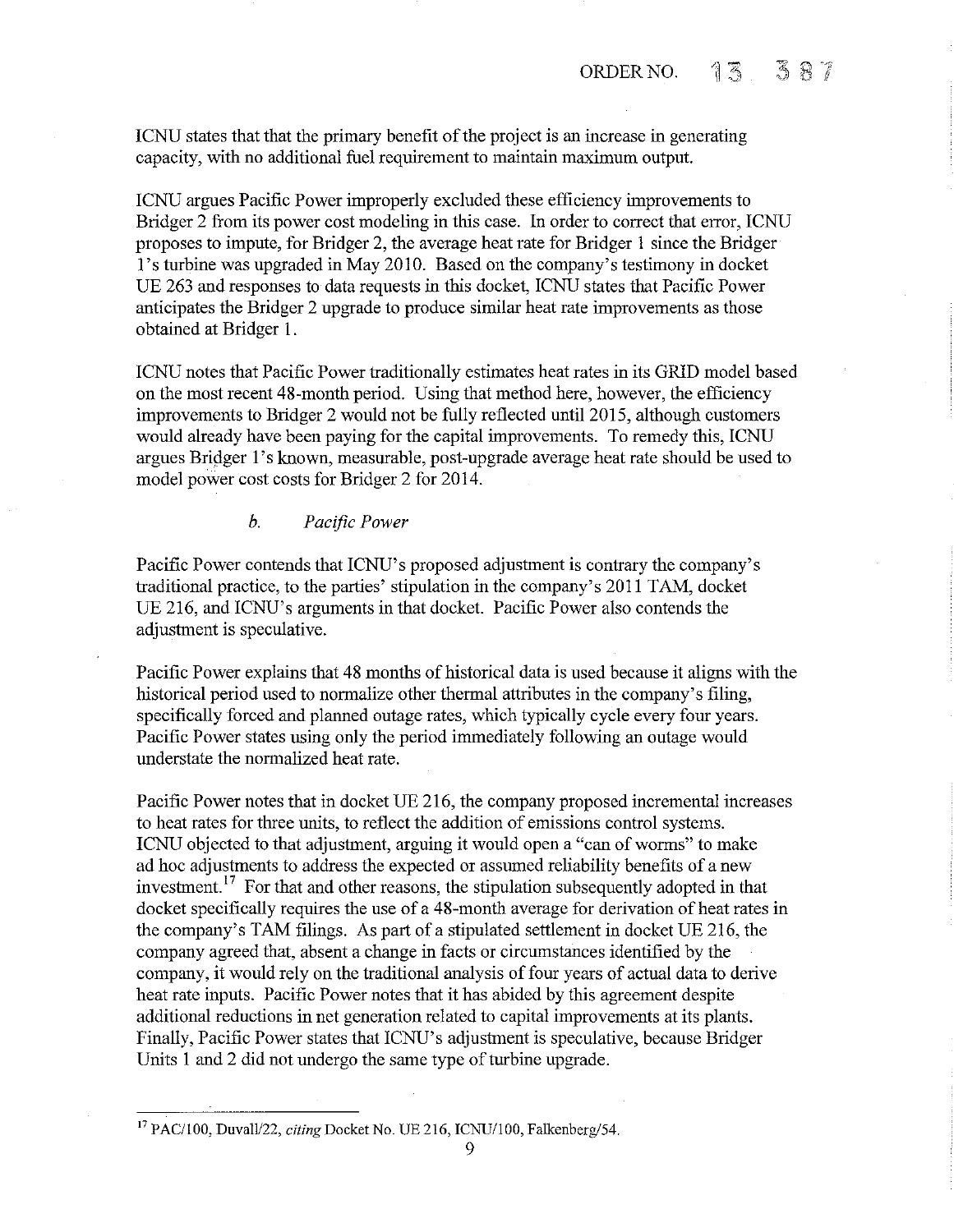ICNU states that that the primary benefit of the project is an increase in generating capacity, with no additional fuel requirement to maintain maximum output.

ICNU argues Pacific Power improperly excluded these efficiency improvements to Bridger 2 from its power cost modeling in this case. In order to correct that error, ICNU proposes to impute, for Bridger 2, the average heat rate for Bridger 1 since the Bridger 1's turbine was upgraded in May 2010. Based on the company's testimony in docket UE 263 and responses to data requests in this docket, ICNU states that Pacific Power anticipates the Bridger 2 upgrade to produce similar heat rate improvements as those obtained at Bridger 1.

ICNU notes that Pacific Power traditionally estimates heat rates in its GRID model based on the most recent 48-month period. Using that method here, however, the efficiency improvements to Bridger 2 would not be fully reflected until 2015, although customers would already have been paying for the capital improvements. To remedy this, ICNU argues Bridger 1's known, measurable, post-upgrade average heat rate should be used to model power cost costs for Bridger 2 for 2014.

*b. Pacific Power*

Pacific Power contends that ICNU's proposed adjustment is contrary the company's traditional practice, to the parties' stipulation in the company's 2011 TAM, docket UE 216, and ICNU's arguments in that docket. Pacific Power also contends the adjustment is speculative.

Pacific Power explains that 48 months of historical data is used because it aligns with the historical period used to normalize other thermal attributes in the company's filing, specifically forced and planned outage rates, which typically cycle every four years. Pacific Power states using only the period immediately following an outage would understate the normalized heat rate.

Pacific Power notes that in docket UE 216, the company proposed incremental increases to heat rates for three units, to reflect the addition of emissions control systems. ICNU objected to that adjustment, arguing it would open a "can of worms" to make ad hoc adjustments to address the expected or assumed reliability benefits of a new investment.[17] For that and other reasons, the stipulation subsequently adopted in that docket specifically requires the use of a 48-month average for derivation of heat rates in the company's TAM filings. As part of a stipulated settlement in docket UE 216, the company agreed that, absent a change in facts or circumstances identified by the company, it would rely on the traditional analysis of four years of actual data to derive heat rate inputs. Pacific Power notes that it has abided by this agreement despite additional reductions in net generation related to capital improvements at its plants. Finally, Pacific Power states that ICNU's adjustment is speculative, because Bridger Units 1 and 2 did not undergo the same type of turbine upgrade.

---

[17] PAC/100, Duvall/22, *citing* Docket No. UE 216, ICNU/100, Falkenberg/54.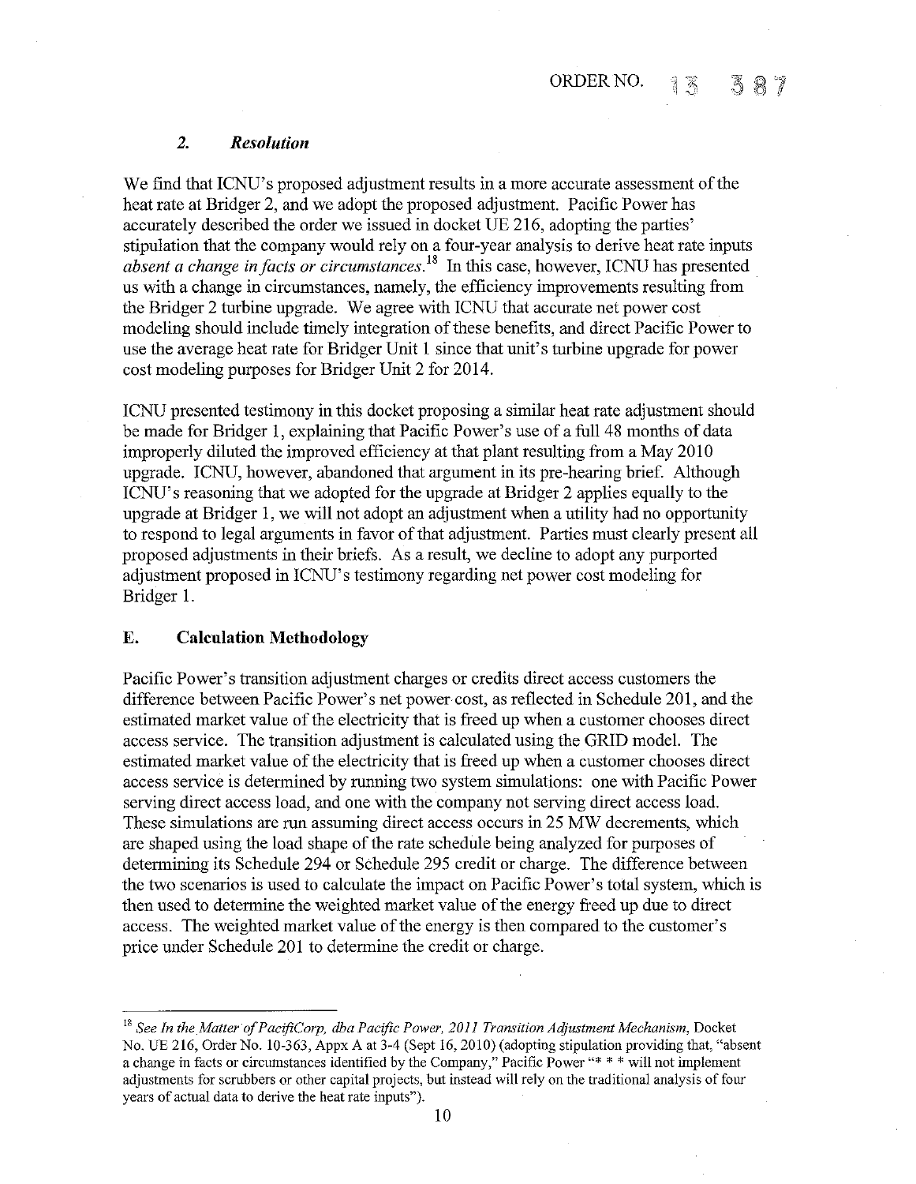### 2. *Resolution*

We find that ICNU's proposed adjustment results in a more accurate assessment of the heat rate at Bridger 2, and we adopt the proposed adjustment. Pacific Power has accurately described the order we issued in docket UE 216, adopting the parties' stipulation that the company would rely on a four-year analysis to derive heat rate inputs *absent a change in facts or circumstances*.[18] In this case, however, ICNU has presented us with a change in circumstances, namely, the efficiency improvements resulting from the Bridger 2 turbine upgrade. We agree with ICNU that accurate net power cost modeling should include timely integration of these benefits, and direct Pacific Power to use the average heat rate for Bridger Unit 1 since that unit's turbine upgrade for power cost modeling purposes for Bridger Unit 2 for 2014.

ICNU presented testimony in this docket proposing a similar heat rate adjustment should be made for Bridger 1, explaining that Pacific Power's use of a full 48 months of data improperly diluted the improved efficiency at that plant resulting from a May 2010 upgrade. ICNU, however, abandoned that argument in its pre-hearing brief. Although ICNU's reasoning that we adopted for the upgrade at Bridger 2 applies equally to the upgrade at Bridger 1, we will not adopt an adjustment when a utility had no opportunity to respond to legal arguments in favor of that adjustment. Parties must clearly present all proposed adjustments in their briefs. As a result, we decline to adopt any purported adjustment proposed in ICNU's testimony regarding net power cost modeling for Bridger 1.

## E. Calculation Methodology

Pacific Power's transition adjustment charges or credits direct access customers the difference between Pacific Power's net power cost, as reflected in Schedule 201, and the estimated market value of the electricity that is freed up when a customer chooses direct access service. The transition adjustment is calculated using the GRID model. The estimated market value of the electricity that is freed up when a customer chooses direct access service is determined by running two system simulations: one with Pacific Power serving direct access load, and one with the company not serving direct access load. These simulations are run assuming direct access occurs in 25 MW decrements, which are shaped using the load shape of the rate schedule being analyzed for purposes of determining its Schedule 294 or Schedule 295 credit or charge. The difference between the two scenarios is used to calculate the impact on Pacific Power's total system, which is then used to determine the weighted market value of the energy freed up due to direct access. The weighted market value of the energy is then compared to the customer's price under Schedule 201 to determine the credit or charge.

---

[18] *See In the Matter of PacifiCorp, dba Pacific Power, 2011 Transition Adjustment Mechanism*, Docket No. UE 216, Order No. 10-363, Appx A at 3-4 (Sept 16, 2010) (adopting stipulation providing that, "absent a change in facts or circumstances identified by the Company," Pacific Power "* * * will not implement adjustments for scrubbers or other capital projects, but instead will rely on the traditional analysis of four years of actual data to derive the heat rate inputs").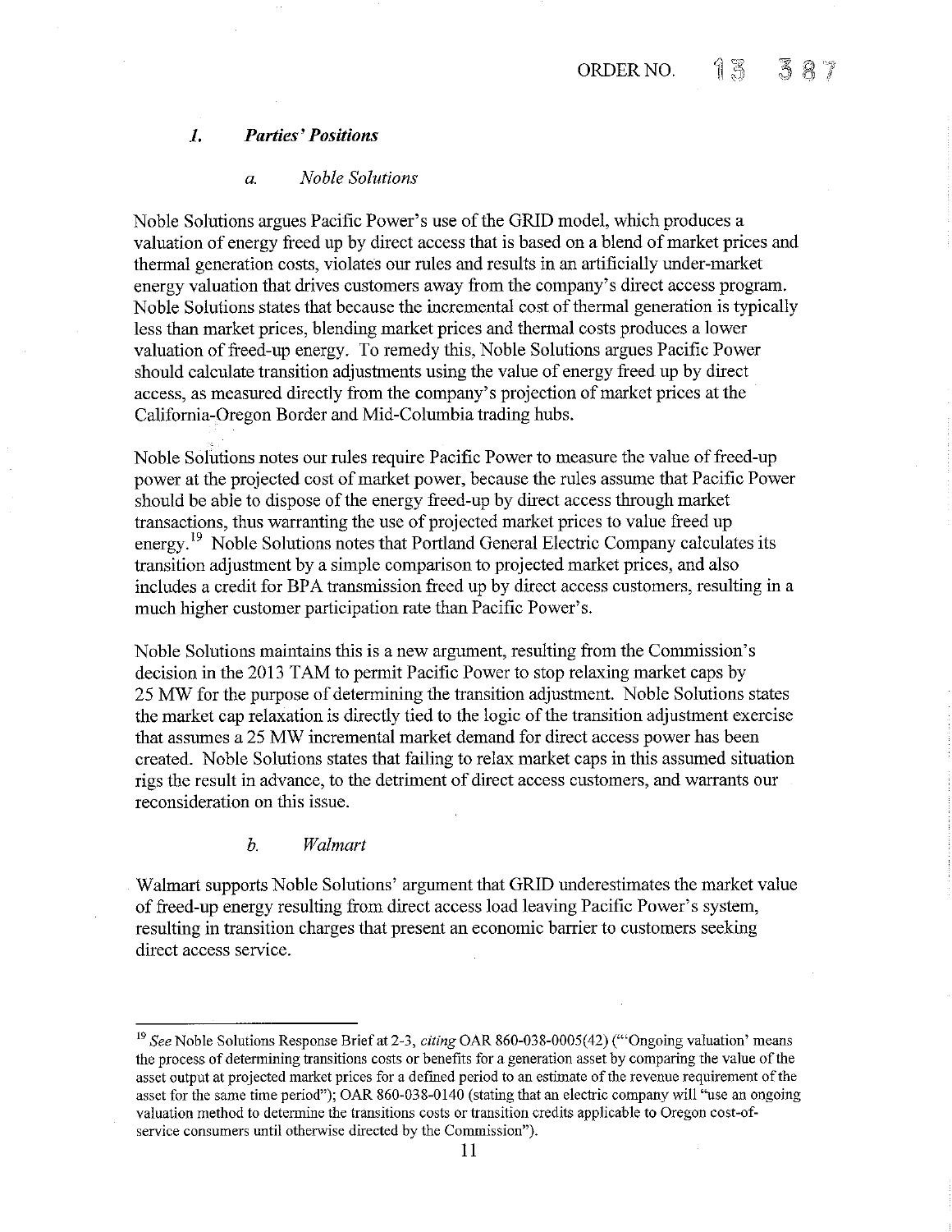### *1. Parties' Positions*

#### *a. Noble Solutions*

Noble Solutions argues Pacific Power's use of the GRID model, which produces a valuation of energy freed up by direct access that is based on a blend of market prices and thermal generation costs, violates our rules and results in an artificially under-market energy valuation that drives customers away from the company's direct access program. Noble Solutions states that because the incremental cost of thermal generation is typically less than market prices, blending market prices and thermal costs produces a lower valuation of freed-up energy. To remedy this, Noble Solutions argues Pacific Power should calculate transition adjustments using the value of energy freed up by direct access, as measured directly from the company's projection of market prices at the California-Oregon Border and Mid-Columbia trading hubs.

Noble Solutions notes our rules require Pacific Power to measure the value of freed-up power at the projected cost of market power, because the rules assume that Pacific Power should be able to dispose of the energy freed-up by direct access through market transactions, thus warranting the use of projected market prices to value freed up energy.[19] Noble Solutions notes that Portland General Electric Company calculates its transition adjustment by a simple comparison to projected market prices, and also includes a credit for BPA transmission freed up by direct access customers, resulting in a much higher customer participation rate than Pacific Power's.

Noble Solutions maintains this is a new argument, resulting from the Commission's decision in the 2013 TAM to permit Pacific Power to stop relaxing market caps by 25 MW for the purpose of determining the transition adjustment. Noble Solutions states the market cap relaxation is directly tied to the logic of the transition adjustment exercise that assumes a 25 MW incremental market demand for direct access power has been created. Noble Solutions states that failing to relax market caps in this assumed situation rigs the result in advance, to the detriment of direct access customers, and warrants our reconsideration on this issue.

#### *b. Walmart*

Walmart supports Noble Solutions' argument that GRID underestimates the market value of freed-up energy resulting from direct access load leaving Pacific Power's system, resulting in transition charges that present an economic barrier to customers seeking direct access service.

---

[19] *See* Noble Solutions Response Brief at 2-3, *citing* OAR 860-038-0005(42) ("'Ongoing valuation' means the process of determining transitions costs or benefits for a generation asset by comparing the value of the asset output at projected market prices for a defined period to an estimate of the revenue requirement of the asset for the same time period"); OAR 860-038-0140 (stating that an electric company will "use an ongoing valuation method to determine the transitions costs or transition credits applicable to Oregon cost-of-service consumers until otherwise directed by the Commission").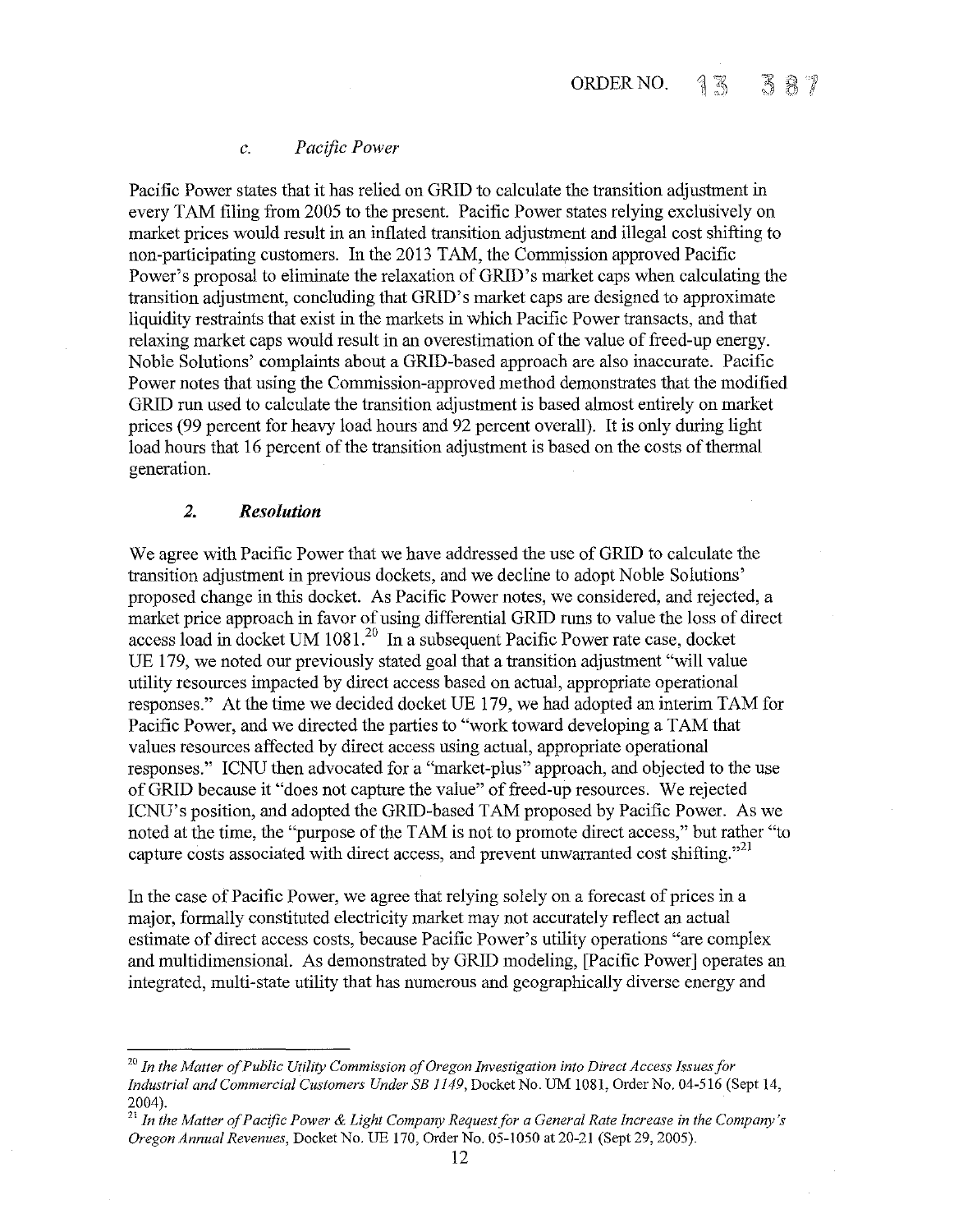*c. Pacific Power*

Pacific Power states that it has relied on GRID to calculate the transition adjustment in every TAM filing from 2005 to the present. Pacific Power states relying exclusively on market prices would result in an inflated transition adjustment and illegal cost shifting to non-participating customers. In the 2013 TAM, the Commission approved Pacific Power's proposal to eliminate the relaxation of GRID's market caps when calculating the transition adjustment, concluding that GRID's market caps are designed to approximate liquidity restraints that exist in the markets in which Pacific Power transacts, and that relaxing market caps would result in an overestimation of the value of freed-up energy. Noble Solutions' complaints about a GRID-based approach are also inaccurate. Pacific Power notes that using the Commission-approved method demonstrates that the modified GRID run used to calculate the transition adjustment is based almost entirely on market prices (99 percent for heavy load hours and 92 percent overall). It is only during light load hours that 16 percent of the transition adjustment is based on the costs of thermal generation.

### *2. Resolution*

We agree with Pacific Power that we have addressed the use of GRID to calculate the transition adjustment in previous dockets, and we decline to adopt Noble Solutions' proposed change in this docket. As Pacific Power notes, we considered, and rejected, a market price approach in favor of using differential GRID runs to value the loss of direct access load in docket UM 1081.[20] In a subsequent Pacific Power rate case, docket UE 179, we noted our previously stated goal that a transition adjustment "will value utility resources impacted by direct access based on actual, appropriate operational responses." At the time we decided docket UE 179, we had adopted an interim TAM for Pacific Power, and we directed the parties to "work toward developing a TAM that values resources affected by direct access using actual, appropriate operational responses." ICNU then advocated for a "market-plus" approach, and objected to the use of GRID because it "does not capture the value" of freed-up resources. We rejected ICNU's position, and adopted the GRID-based TAM proposed by Pacific Power. As we noted at the time, the "purpose of the TAM is not to promote direct access," but rather "to capture costs associated with direct access, and prevent unwarranted cost shifting."[21]

In the case of Pacific Power, we agree that relying solely on a forecast of prices in a major, formally constituted electricity market may not accurately reflect an actual estimate of direct access costs, because Pacific Power's utility operations "are complex and multidimensional. As demonstrated by GRID modeling, [Pacific Power] operates an integrated, multi-state utility that has numerous and geographically diverse energy and

---

[20] *In the Matter of Public Utility Commission of Oregon Investigation into Direct Access Issues for Industrial and Commercial Customers Under SB 1149*, Docket No. UM 1081, Order No. 04-516 (Sept 14, 2004).

[21] *In the Matter of Pacific Power & Light Company Request for a General Rate Increase in the Company's Oregon Annual Revenues*, Docket No. UE 170, Order No. 05-1050 at 20-21 (Sept 29, 2005).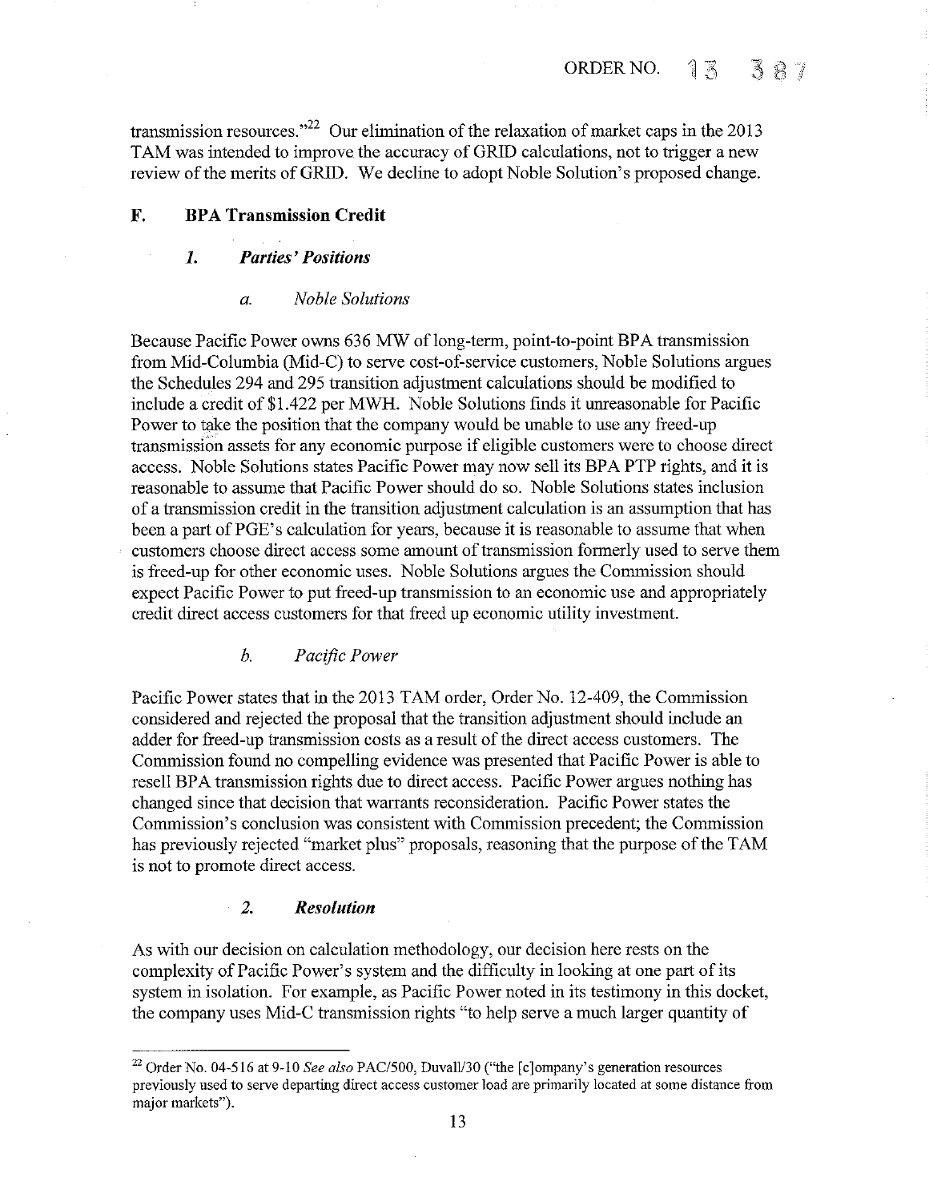transmission resources."[22] Our elimination of the relaxation of market caps in the 2013 TAM was intended to improve the accuracy of GRID calculations, not to trigger a new review of the merits of GRID. We decline to adopt Noble Solution's proposed change.

## F. BPA Transmission Credit

### *1. Parties' Positions*

#### *a. Noble Solutions*

Because Pacific Power owns 636 MW of long-term, point-to-point BPA transmission from Mid-Columbia (Mid-C) to serve cost-of-service customers, Noble Solutions argues the Schedules 294 and 295 transition adjustment calculations should be modified to include a credit of $1.422 per MWH. Noble Solutions finds it unreasonable for Pacific Power to take the position that the company would be unable to use any freed-up transmission assets for any economic purpose if eligible customers were to choose direct access. Noble Solutions states Pacific Power may now sell its BPA PTP rights, and it is reasonable to assume that Pacific Power should do so. Noble Solutions states inclusion of a transmission credit in the transition adjustment calculation is an assumption that has been a part of PGE's calculation for years, because it is reasonable to assume that when customers choose direct access some amount of transmission formerly used to serve them is freed-up for other economic uses. Noble Solutions argues the Commission should expect Pacific Power to put freed-up transmission to an economic use and appropriately credit direct access customers for that freed up economic utility investment.

#### *b. Pacific Power*

Pacific Power states that in the 2013 TAM order, Order No. 12-409, the Commission considered and rejected the proposal that the transition adjustment should include an adder for freed-up transmission costs as a result of the direct access customers. The Commission found no compelling evidence was presented that Pacific Power is able to resell BPA transmission rights due to direct access. Pacific Power argues nothing has changed since that decision that warrants reconsideration. Pacific Power states the Commission's conclusion was consistent with Commission precedent; the Commission has previously rejected "market plus" proposals, reasoning that the purpose of the TAM is not to promote direct access.

### *2. Resolution*

As with our decision on calculation methodology, our decision here rests on the complexity of Pacific Power's system and the difficulty in looking at one part of its system in isolation. For example, as Pacific Power noted in its testimony in this docket, the company uses Mid-C transmission rights "to help serve a much larger quantity of

---

[22] Order No. 04-516 at 9-10 *See also* PAC/500, Duvall/30 ("the [c]ompany's generation resources previously used to serve departing direct access customer load are primarily located at some distance from major markets").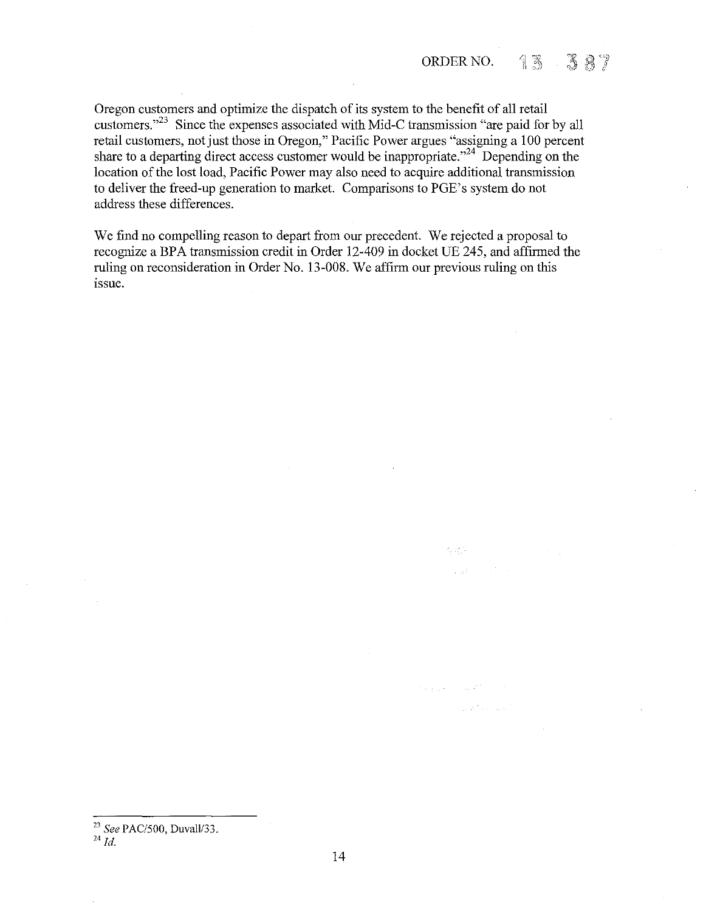Oregon customers and optimize the dispatch of its system to the benefit of all retail customers."[23] Since the expenses associated with Mid-C transmission "are paid for by all retail customers, not just those in Oregon," Pacific Power argues "assigning a 100 percent share to a departing direct access customer would be inappropriate."[24] Depending on the location of the lost load, Pacific Power may also need to acquire additional transmission to deliver the freed-up generation to market. Comparisons to PGE's system do not address these differences.

We find no compelling reason to depart from our precedent. We rejected a proposal to recognize a BPA transmission credit in Order 12-409 in docket UE 245, and affirmed the ruling on reconsideration in Order No. 13-008. We affirm our previous ruling on this issue.

---

[23] *See* PAC/500, Duvall/33.

[24] *Id.*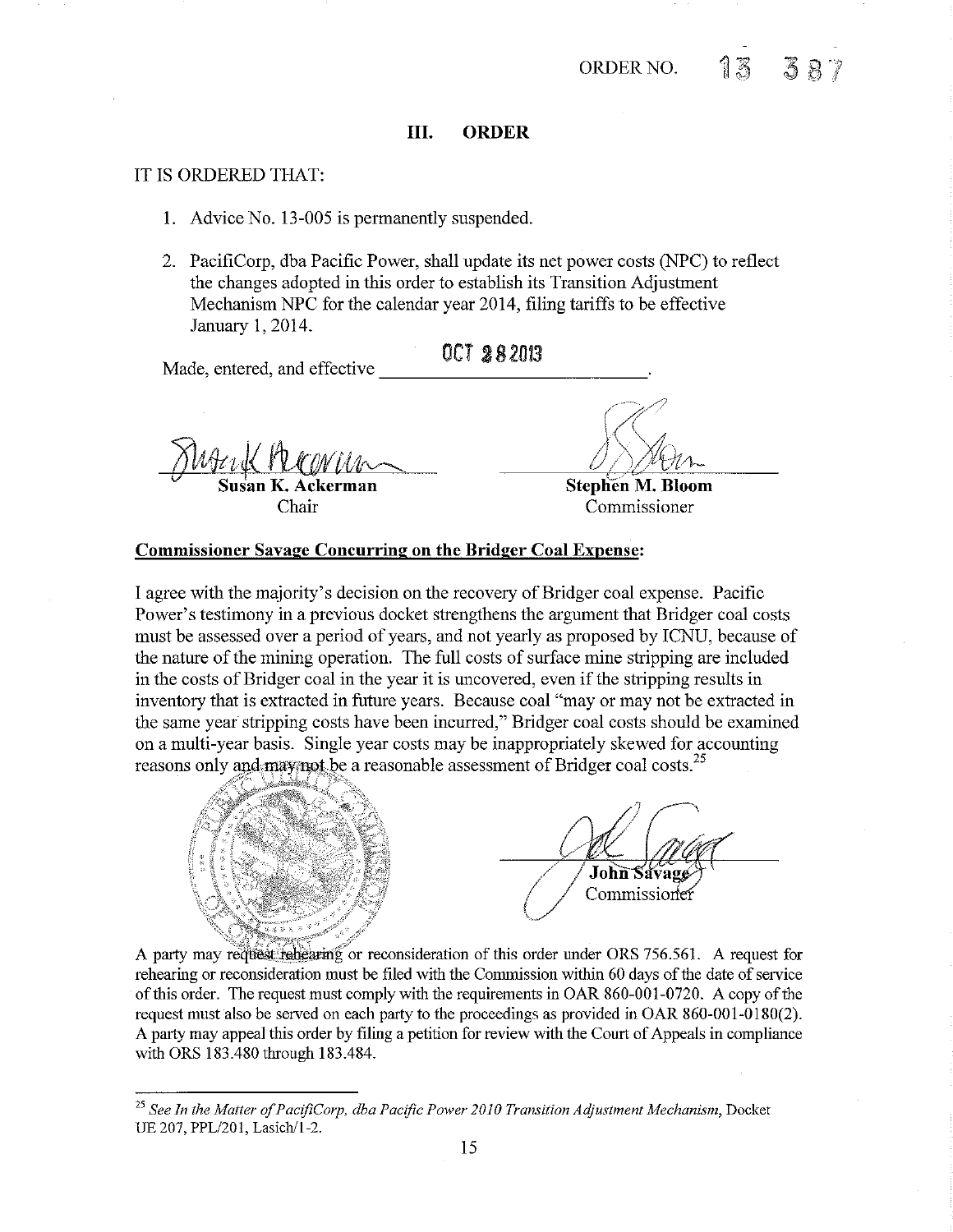ORDER NO. 13 387

## III. ORDER

IT IS ORDERED THAT:

1. Advice No. 13-005 is permanently suspended.

2. PacifiCorp, dba Pacific Power, shall update its net power costs (NPC) to reflect the changes adopted in this order to establish its Transition Adjustment Mechanism NPC for the calendar year 2014, filing tariffs to be effective January 1, 2014.

Made, entered, and effective OCT 28 2013.

**Susan K. Ackerman**
Chair

**Stephen M. Bloom**
Commissioner

**Commissioner Savage Concurring on the Bridger Coal Expense:**

I agree with the majority's decision on the recovery of Bridger coal expense. Pacific Power's testimony in a previous docket strengthens the argument that Bridger coal costs must be assessed over a period of years, and not yearly as proposed by ICNU, because of the nature of the mining operation. The full costs of surface mine stripping are included in the costs of Bridger coal in the year it is uncovered, even if the stripping results in inventory that is extracted in future years. Because coal "may or may not be extracted in the same year stripping costs have been incurred," Bridger coal costs should be examined on a multi-year basis. Single year costs may be inappropriately skewed for accounting reasons only and may not be a reasonable assessment of Bridger coal costs.[25]

**John Savage**
Commissioner

A party may request rehearing or reconsideration of this order under ORS 756.561. A request for rehearing or reconsideration must be filed with the Commission within 60 days of the date of service of this order. The request must comply with the requirements in OAR 860-001-0720. A copy of the request must also be served on each party to the proceedings as provided in OAR 860-001-0180(2). A party may appeal this order by filing a petition for review with the Court of Appeals in compliance with ORS 183.480 through 183.484.

---

[25] *See In the Matter of PacifiCorp, dba Pacific Power 2010 Transition Adjustment Mechanism*, Docket UE 207, PPL/201, Lasich/1-2.